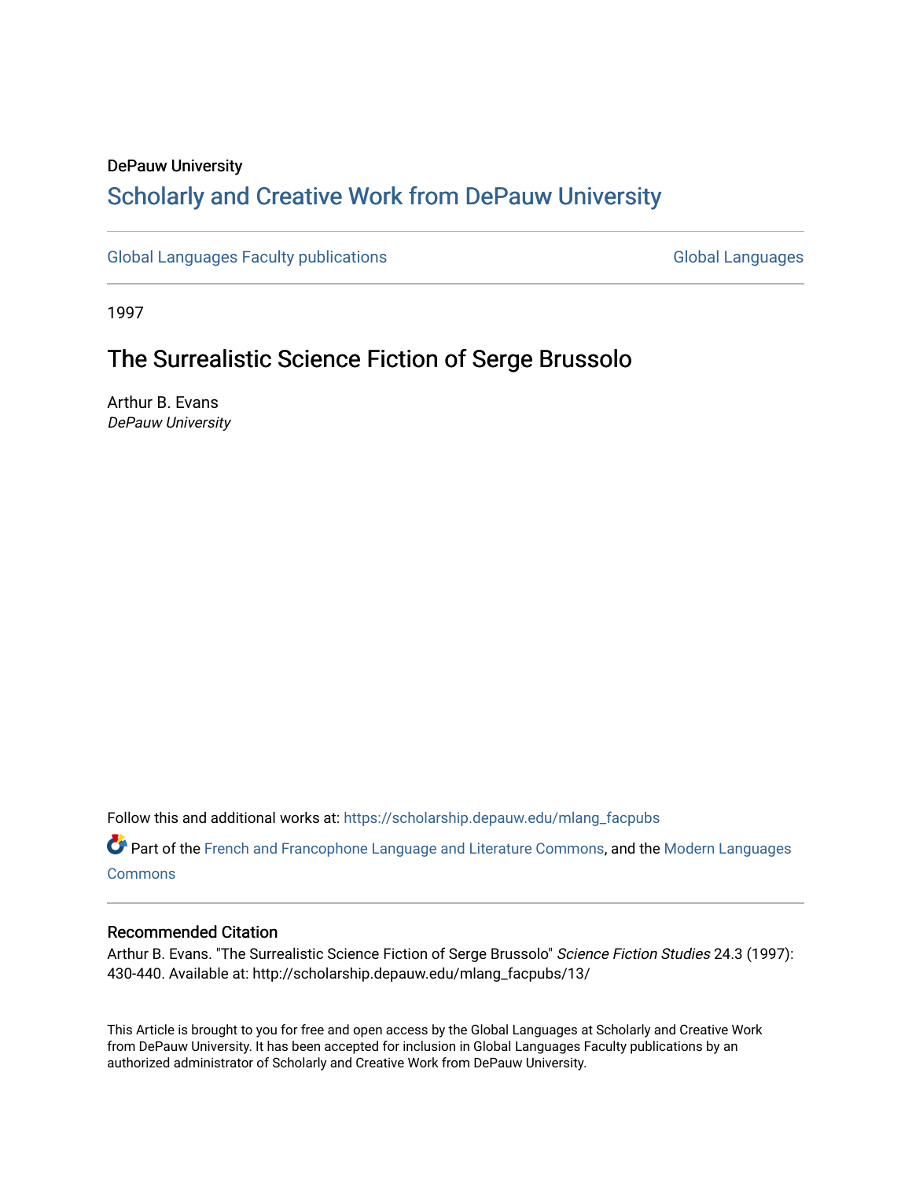DePauw University

# Scholarly and Creative Work from DePauw University

Global Languages Faculty publications | Global Languages

1997

## The Surrealistic Science Fiction of Serge Brussolo

Arthur B. Evans
*DePauw University*

Follow this and additional works at: https://scholarship.depauw.edu/mlang_facpubs

Part of the French and Francophone Language and Literature Commons, and the Modern Languages Commons

### Recommended Citation

Arthur B. Evans. "The Surrealistic Science Fiction of Serge Brussolo" *Science Fiction Studies* 24.3 (1997): 430-440. Available at: http://scholarship.depauw.edu/mlang_facpubs/13/

This Article is brought to you for free and open access by the Global Languages at Scholarly and Creative Work from DePauw University. It has been accepted for inclusion in Global Languages Faculty publications by an authorized administrator of Scholarly and Creative Work from DePauw University.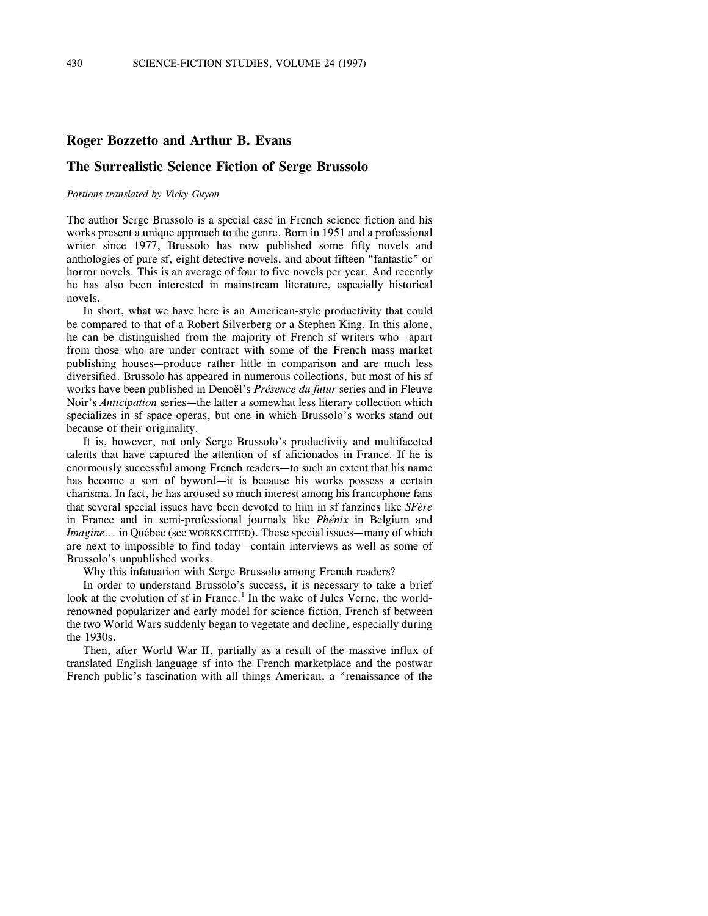**Roger Bozzetto and Arthur B. Evans**

## The Surrealistic Science Fiction of Serge Brussolo

*Portions translated by Vicky Guyon*

The author Serge Brussolo is a special case in French science fiction and his works present a unique approach to the genre. Born in 1951 and a professional writer since 1977, Brussolo has now published some fifty novels and anthologies of pure sf, eight detective novels, and about fifteen "fantastic" or horror novels. This is an average of four to five novels per year. And recently he has also been interested in mainstream literature, especially historical novels.

In short, what we have here is an American-style productivity that could be compared to that of a Robert Silverberg or a Stephen King. In this alone, he can be distinguished from the majority of French sf writers who—apart from those who are under contract with some of the French mass market publishing houses—produce rather little in comparison and are much less diversified. Brussolo has appeared in numerous collections, but most of his sf works have been published in Denoël's *Présence du futur* series and in Fleuve Noir's *Anticipation* series—the latter a somewhat less literary collection which specializes in sf space-operas, but one in which Brussolo's works stand out because of their originality.

It is, however, not only Serge Brussolo's productivity and multifaceted talents that have captured the attention of sf aficionados in France. If he is enormously successful among French readers—to such an extent that his name has become a sort of byword—it is because his works possess a certain charisma. In fact, he has aroused so much interest among his francophone fans that several special issues have been devoted to him in sf fanzines like ***SFère*** in France and in semi-professional journals like *Phénix* in Belgium and *Imagine…* in Québec (see WORKS CITED). These special issues—many of which are next to impossible to find today—contain interviews as well as some of Brussolo's unpublished works.

Why this infatuation with Serge Brussolo among French readers?

In order to understand Brussolo's success, it is necessary to take a brief look at the evolution of sf in France.[1] In the wake of Jules Verne, the world-renowned popularizer and early model for science fiction, French sf between the two World Wars suddenly began to vegetate and decline, especially during the 1930s.

Then, after World War II, partially as a result of the massive influx of translated English-language sf into the French marketplace and the postwar French public's fascination with all things American, a "renaissance of the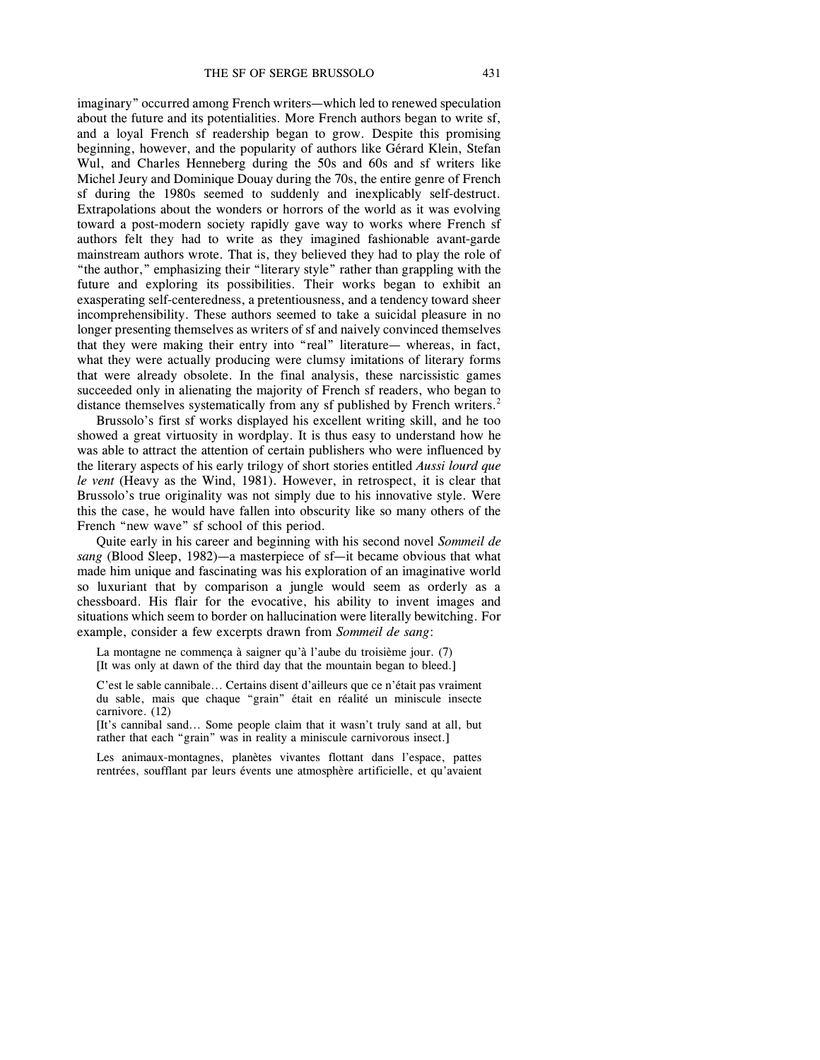imaginary" occurred among French writers—which led to renewed speculation about the future and its potentialities. More French authors began to write sf, and a loyal French sf readership began to grow. Despite this promising beginning, however, and the popularity of authors like Gérard Klein, Stefan Wul, and Charles Henneberg during the 50s and 60s and sf writers like Michel Jeury and Dominique Douay during the 70s, the entire genre of French sf during the 1980s seemed to suddenly and inexplicably self-destruct. Extrapolations about the wonders or horrors of the world as it was evolving toward a post-modern society rapidly gave way to works where French sf authors felt they had to write as they imagined fashionable avant-garde mainstream authors wrote. That is, they believed they had to play the role of "the author," emphasizing their "literary style" rather than grappling with the future and exploring its possibilities. Their works began to exhibit an exasperating self-centeredness, a pretentiousness, and a tendency toward sheer incomprehensibility. These authors seemed to take a suicidal pleasure in no longer presenting themselves as writers of sf and naively convinced themselves that they were making their entry into "real" literature— whereas, in fact, what they were actually producing were clumsy imitations of literary forms that were already obsolete. In the final analysis, these narcissistic games succeeded only in alienating the majority of French sf readers, who began to distance themselves systematically from any sf published by French writers.[2]

Brussolo's first sf works displayed his excellent writing skill, and he too showed a great virtuosity in wordplay. It is thus easy to understand how he was able to attract the attention of certain publishers who were influenced by the literary aspects of his early trilogy of short stories entitled *Aussi lourd que le vent* (Heavy as the Wind, 1981). However, in retrospect, it is clear that Brussolo's true originality was not simply due to his innovative style. Were this the case, he would have fallen into obscurity like so many others of the French "new wave" sf school of this period.

Quite early in his career and beginning with his second novel *Sommeil de sang* (Blood Sleep, 1982)—a masterpiece of sf—it became obvious that what made him unique and fascinating was his exploration of an imaginative world so luxuriant that by comparison a jungle would seem as orderly as a chessboard. His flair for the evocative, his ability to invent images and situations which seem to border on hallucination were literally bewitching. For example, consider a few excerpts drawn from *Sommeil de sang*:

> La montagne ne commença à saigner qu'à l'aube du troisième jour. (7)
> [It was only at dawn of the third day that the mountain began to bleed.]

> C'est le sable cannibale… Certains disent d'ailleurs que ce n'était pas vraiment du sable, mais que chaque "grain" était en réalité un miniscule insecte carnivore. (12)
> [It's cannibal sand… Some people claim that it wasn't truly sand at all, but rather that each "grain" was in reality a miniscule carnivorous insect.]

> Les animaux-montagnes, planètes vivantes flottant dans l'espace, pattes rentrées, soufflant par leurs évents une atmosphère artificielle, et qu'avaient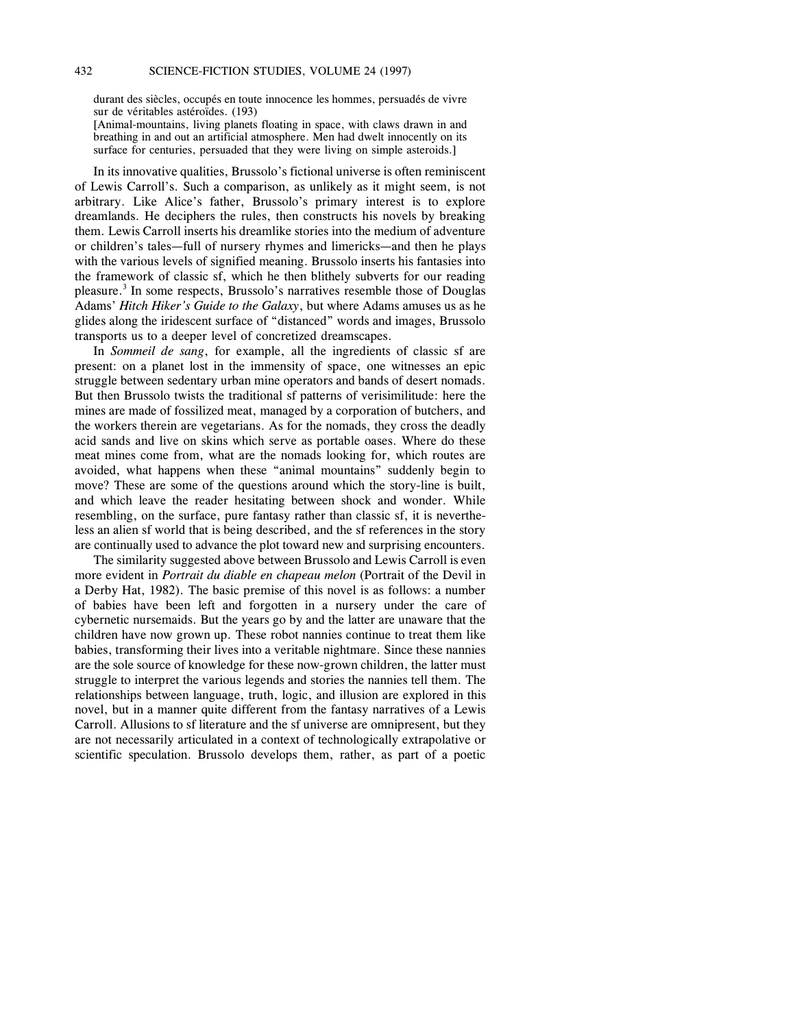durant des siècles, occupés en toute innocence les hommes, persuadés de vivre sur de véritables astéroïdes. (193)

[Animal-mountains, living planets floating in space, with claws drawn in and breathing in and out an artificial atmosphere. Men had dwelt innocently on its surface for centuries, persuaded that they were living on simple asteroids.]

In its innovative qualities, Brussolo's fictional universe is often reminiscent of Lewis Carroll's. Such a comparison, as unlikely as it might seem, is not arbitrary. Like Alice's father, Brussolo's primary interest is to explore dreamlands. He deciphers the rules, then constructs his novels by breaking them. Lewis Carroll inserts his dreamlike stories into the medium of adventure or children's tales—full of nursery rhymes and limericks—and then he plays with the various levels of signified meaning. Brussolo inserts his fantasies into the framework of classic sf, which he then blithely subverts for our reading pleasure.[3] In some respects, Brussolo's narratives resemble those of Douglas Adams' *Hitch Hiker's Guide to the Galaxy*, but where Adams amuses us as he glides along the iridescent surface of "distanced" words and images, Brussolo transports us to a deeper level of concretized dreamscapes.

In *Sommeil de sang*, for example, all the ingredients of classic sf are present: on a planet lost in the immensity of space, one witnesses an epic struggle between sedentary urban mine operators and bands of desert nomads. But then Brussolo twists the traditional sf patterns of verisimilitude: here the mines are made of fossilized meat, managed by a corporation of butchers, and the workers therein are vegetarians. As for the nomads, they cross the deadly acid sands and live on skins which serve as portable oases. Where do these meat mines come from, what are the nomads looking for, which routes are avoided, what happens when these "animal mountains" suddenly begin to move? These are some of the questions around which the story-line is built, and which leave the reader hesitating between shock and wonder. While resembling, on the surface, pure fantasy rather than classic sf, it is nevertheless an alien sf world that is being described, and the sf references in the story are continually used to advance the plot toward new and surprising encounters.

The similarity suggested above between Brussolo and Lewis Carroll is even more evident in *Portrait du diable en chapeau melon* (Portrait of the Devil in a Derby Hat, 1982). The basic premise of this novel is as follows: a number of babies have been left and forgotten in a nursery under the care of cybernetic nursemaids. But the years go by and the latter are unaware that the children have now grown up. These robot nannies continue to treat them like babies, transforming their lives into a veritable nightmare. Since these nannies are the sole source of knowledge for these now-grown children, the latter must struggle to interpret the various legends and stories the nannies tell them. The relationships between language, truth, logic, and illusion are explored in this novel, but in a manner quite different from the fantasy narratives of a Lewis Carroll. Allusions to sf literature and the sf universe are omnipresent, but they are not necessarily articulated in a context of technologically extrapolative or scientific speculation. Brussolo develops them, rather, as part of a poetic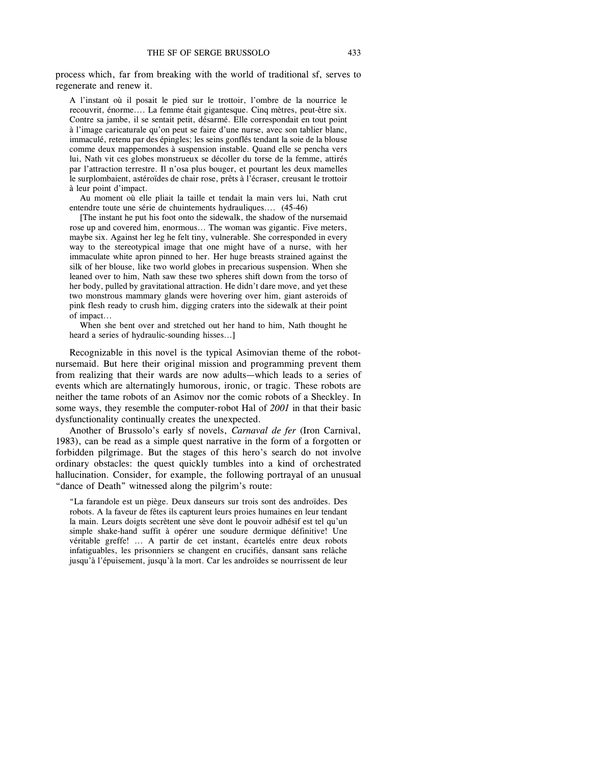process which, far from breaking with the world of traditional sf, serves to regenerate and renew it.

> A l'instant où il posait le pied sur le trottoir, l'ombre de la nourrice le recouvrit, énorme.... La femme était gigantesque. Cinq mètres, peut-être six. Contre sa jambe, il se sentait petit, désarmé. Elle correspondait en tout point à l'image caricaturale qu'on peut se faire d'une nurse, avec son tablier blanc, immaculé, retenu par des épingles; les seins gonflés tendant la soie de la blouse comme deux mappemondes à suspension instable. Quand elle se pencha vers lui, Nath vit ces globes monstrueux se décoller du torse de la femme, attirés par l'attraction terrestre. Il n'osa plus bouger, et pourtant les deux mamelles le surplombaient, astéroïdes de chair rose, prêts à l'écraser, creusant le trottoir à leur point d'impact.
>
> Au moment où elle pliait la taille et tendait la main vers lui, Nath crut entendre toute une série de chuintements hydrauliques.... (45-46)
>
> [The instant he put his foot onto the sidewalk, the shadow of the nursemaid rose up and covered him, enormous… The woman was gigantic. Five meters, maybe six. Against her leg he felt tiny, vulnerable. She corresponded in every way to the stereotypical image that one might have of a nurse, with her immaculate white apron pinned to her. Her huge breasts strained against the silk of her blouse, like two world globes in precarious suspension. When she leaned over to him, Nath saw these two spheres shift down from the torso of her body, pulled by gravitational attraction. He didn't dare move, and yet these two monstrous mammary glands were hovering over him, giant asteroids of pink flesh ready to crush him, digging craters into the sidewalk at their point of impact…
>
> When she bent over and stretched out her hand to him, Nath thought he heard a series of hydraulic-sounding hisses…]

Recognizable in this novel is the typical Asimovian theme of the robot-nursemaid. But here their original mission and programming prevent them from realizing that their wards are now adults—which leads to a series of events which are alternatingly humorous, ironic, or tragic. These robots are neither the tame robots of an Asimov nor the comic robots of a Sheckley. In some ways, they resemble the computer-robot Hal of *2001* in that their basic dysfunctionality continually creates the unexpected.

Another of Brussolo's early sf novels, *Carnaval de fer* (Iron Carnival, 1983), can be read as a simple quest narrative in the form of a forgotten or forbidden pilgrimage. But the stages of this hero's search do not involve ordinary obstacles: the quest quickly tumbles into a kind of orchestrated hallucination. Consider, for example, the following portrayal of an unusual "dance of Death" witnessed along the pilgrim's route:

> "La farandole est un piège. Deux danseurs sur trois sont des androïdes. Des robots. A la faveur de fêtes ils capturent leurs proies humaines en leur tendant la main. Leurs doigts secrètent une sève dont le pouvoir adhésif est tel qu'un simple shake-hand suffit à opérer une soudure dermique définitive! Une véritable greffe! … A partir de cet instant, écartelés entre deux robots infatigables, les prisonniers se changent en crucifiés, dansant sans relâche jusqu'à l'épuisement, jusqu'à la mort. Car les androïdes se nourrissent de leur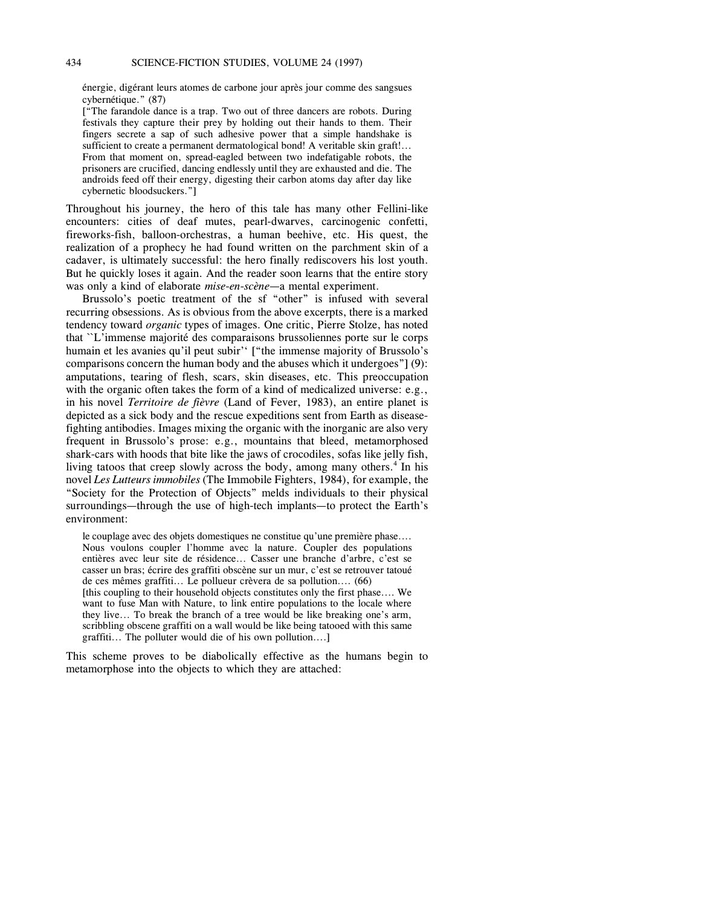> énergie, digérant leurs atomes de carbone jour après jour comme des sangsues cybernétique." (87)
>
> ["The farandole dance is a trap. Two out of three dancers are robots. During festivals they capture their prey by holding out their hands to them. Their fingers secrete a sap of such adhesive power that a simple handshake is sufficient to create a permanent dermatological bond! A veritable skin graft!... From that moment on, spread-eagled between two indefatigable robots, the prisoners are crucified, dancing endlessly until they are exhausted and die. The androids feed off their energy, digesting their carbon atoms day after day like cybernetic bloodsuckers."]

Throughout his journey, the hero of this tale has many other Fellini-like encounters: cities of deaf mutes, pearl-dwarves, carcinogenic confetti, fireworks-fish, balloon-orchestras, a human beehive, etc. His quest, the realization of a prophecy he had found written on the parchment skin of a cadaver, is ultimately successful: the hero finally rediscovers his lost youth. But he quickly loses it again. And the reader soon learns that the entire story was only a kind of elaborate *mise-en-scène*—a mental experiment.

Brussolo's poetic treatment of the sf "other" is infused with several recurring obsessions. As is obvious from the above excerpts, there is a marked tendency toward *organic* types of images. One critic, Pierre Stolze, has noted that ``L'immense majorité des comparaisons brussoliennes porte sur le corps humain et les avanies qu'il peut subir'' ["the immense majority of Brussolo's comparisons concern the human body and the abuses which it undergoes"] (9): amputations, tearing of flesh, scars, skin diseases, etc. This preoccupation with the organic often takes the form of a kind of medicalized universe: e.g., in his novel *Territoire de fièvre* (Land of Fever, 1983), an entire planet is depicted as a sick body and the rescue expeditions sent from Earth as disease-fighting antibodies. Images mixing the organic with the inorganic are also very frequent in Brussolo's prose: e.g., mountains that bleed, metamorphosed shark-cars with hoods that bite like the jaws of crocodiles, sofas like jelly fish, living tatoos that creep slowly across the body, among many others.[4] In his novel *Les Lutteurs immobiles* (The Immobile Fighters, 1984), for example, the "Society for the Protection of Objects" melds individuals to their physical surroundings—through the use of high-tech implants—to protect the Earth's environment:

> le couplage avec des objets domestiques ne constitue qu'une première phase.... Nous voulons coupler l'homme avec la nature. Coupler des populations entières avec leur site de résidence... Casser une branche d'arbre, c'est se casser un bras; écrire des graffiti obscène sur un mur, c'est se retrouver tatoué de ces mêmes graffiti... Le pollueur crèvera de sa pollution.... (66)
>
> [this coupling to their household objects constitutes only the first phase.... We want to fuse Man with Nature, to link entire populations to the locale where they live... To break the branch of a tree would be like breaking one's arm, scribbling obscene graffiti on a wall would be like being tatooed with this same graffiti... The polluter would die of his own pollution....]

This scheme proves to be diabolically effective as the humans begin to metamorphose into the objects to which they are attached: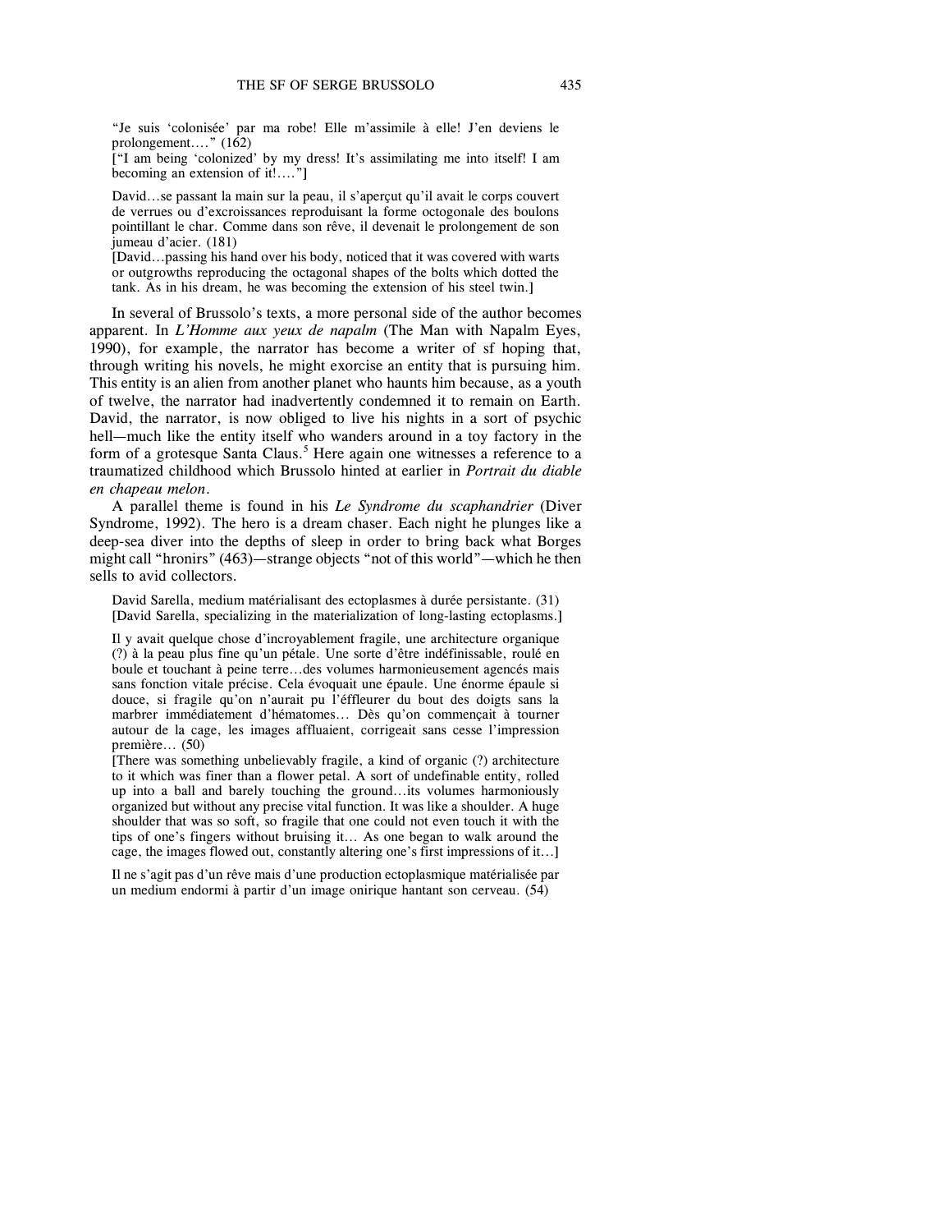> "Je suis 'colonisée' par ma robe! Elle m'assimile à elle! J'en deviens le prolongement…." (162)
> ["I am being 'colonized' by my dress! It's assimilating me into itself! I am becoming an extension of it!…."]

> David…se passant la main sur la peau, il s'aperçut qu'il avait le corps couvert de verrues ou d'excroissances reproduisant la forme octogonale des boulons pointillant le char. Comme dans son rêve, il devenait le prolongement de son jumeau d'acier. (181)
> [David…passing his hand over his body, noticed that it was covered with warts or outgrowths reproducing the octagonal shapes of the bolts which dotted the tank. As in his dream, he was becoming the extension of his steel twin.]

In several of Brussolo's texts, a more personal side of the author becomes apparent. In *L'Homme aux yeux de napalm* (The Man with Napalm Eyes, 1990), for example, the narrator has become a writer of sf hoping that, through writing his novels, he might exorcise an entity that is pursuing him. This entity is an alien from another planet who haunts him because, as a youth of twelve, the narrator had inadvertently condemned it to remain on Earth. David, the narrator, is now obliged to live his nights in a sort of psychic hell—much like the entity itself who wanders around in a toy factory in the form of a grotesque Santa Claus.[5] Here again one witnesses a reference to a traumatized childhood which Brussolo hinted at earlier in *Portrait du diable en chapeau melon*.

A parallel theme is found in his *Le Syndrome du scaphandrier* (Diver Syndrome, 1992). The hero is a dream chaser. Each night he plunges like a deep-sea diver into the depths of sleep in order to bring back what Borges might call "hronirs" (463)—strange objects "not of this world"—which he then sells to avid collectors.

> David Sarella, medium matérialisant des ectoplasmes à durée persistante. (31)
> [David Sarella, specializing in the materialization of long-lasting ectoplasms.]

> Il y avait quelque chose d'incroyablement fragile, une architecture organique (?) à la peau plus fine qu'un pétale. Une sorte d'être indéfinissable, roulé en boule et touchant à peine terre…des volumes harmonieusement agencés mais sans fonction vitale précise. Cela évoquait une épaule. Une énorme épaule si douce, si fragile qu'on n'aurait pu l'éffleurer du bout des doigts sans la marbrer immédiatement d'hématomes… Dès qu'on commençait à tourner autour de la cage, les images affluaient, corrigeait sans cesse l'impression première… (50)
> [There was something unbelievably fragile, a kind of organic (?) architecture to it which was finer than a flower petal. A sort of undefinable entity, rolled up into a ball and barely touching the ground…its volumes harmoniously organized but without any precise vital function. It was like a shoulder. A huge shoulder that was so soft, so fragile that one could not even touch it with the tips of one's fingers without bruising it… As one began to walk around the cage, the images flowed out, constantly altering one's first impressions of it…]

> Il ne s'agit pas d'un rêve mais d'une production ectoplasmique matérialisée par un medium endormi à partir d'un image onirique hantant son cerveau. (54)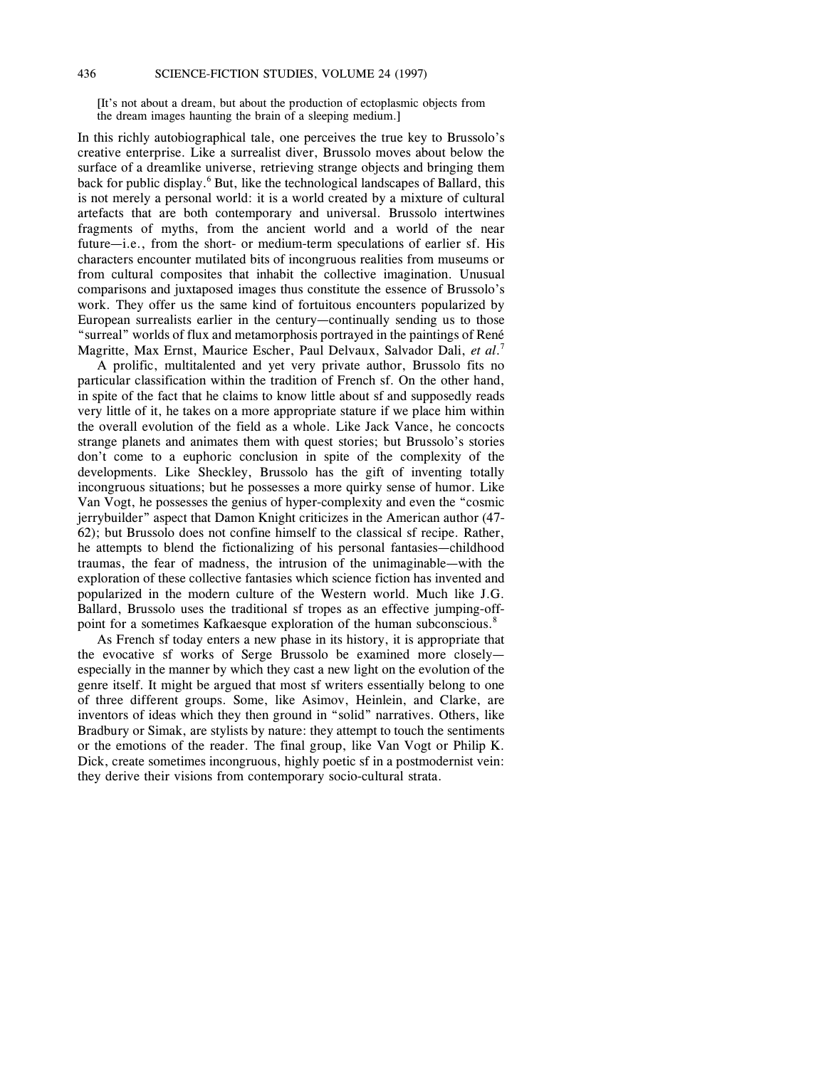[It's not about a dream, but about the production of ectoplasmic objects from the dream images haunting the brain of a sleeping medium.]

In this richly autobiographical tale, one perceives the true key to Brussolo's creative enterprise. Like a surrealist diver, Brussolo moves about below the surface of a dreamlike universe, retrieving strange objects and bringing them back for public display.[6] But, like the technological landscapes of Ballard, this is not merely a personal world: it is a world created by a mixture of cultural artefacts that are both contemporary and universal. Brussolo intertwines fragments of myths, from the ancient world and a world of the near future—i.e., from the short- or medium-term speculations of earlier sf. His characters encounter mutilated bits of incongruous realities from museums or from cultural composites that inhabit the collective imagination. Unusual comparisons and juxtaposed images thus constitute the essence of Brussolo's work. They offer us the same kind of fortuitous encounters popularized by European surrealists earlier in the century—continually sending us to those "surreal" worlds of flux and metamorphosis portrayed in the paintings of René Magritte, Max Ernst, Maurice Escher, Paul Delvaux, Salvador Dali, *et al*.[7]

A prolific, multitalented and yet very private author, Brussolo fits no particular classification within the tradition of French sf. On the other hand, in spite of the fact that he claims to know little about sf and supposedly reads very little of it, he takes on a more appropriate stature if we place him within the overall evolution of the field as a whole. Like Jack Vance, he concocts strange planets and animates them with quest stories; but Brussolo's stories don't come to a euphoric conclusion in spite of the complexity of the developments. Like Sheckley, Brussolo has the gift of inventing totally incongruous situations; but he possesses a more quirky sense of humor. Like Van Vogt, he possesses the genius of hyper-complexity and even the "cosmic jerrybuilder" aspect that Damon Knight criticizes in the American author (47-62); but Brussolo does not confine himself to the classical sf recipe. Rather, he attempts to blend the fictionalizing of his personal fantasies—childhood traumas, the fear of madness, the intrusion of the unimaginable—with the exploration of these collective fantasies which science fiction has invented and popularized in the modern culture of the Western world. Much like J.G. Ballard, Brussolo uses the traditional sf tropes as an effective jumping-off-point for a sometimes Kafkaesque exploration of the human subconscious.[8]

As French sf today enters a new phase in its history, it is appropriate that the evocative sf works of Serge Brussolo be examined more closely—especially in the manner by which they cast a new light on the evolution of the genre itself. It might be argued that most sf writers essentially belong to one of three different groups. Some, like Asimov, Heinlein, and Clarke, are inventors of ideas which they then ground in "solid" narratives. Others, like Bradbury or Simak, are stylists by nature: they attempt to touch the sentiments or the emotions of the reader. The final group, like Van Vogt or Philip K. Dick, create sometimes incongruous, highly poetic sf in a postmodernist vein: they derive their visions from contemporary socio-cultural strata.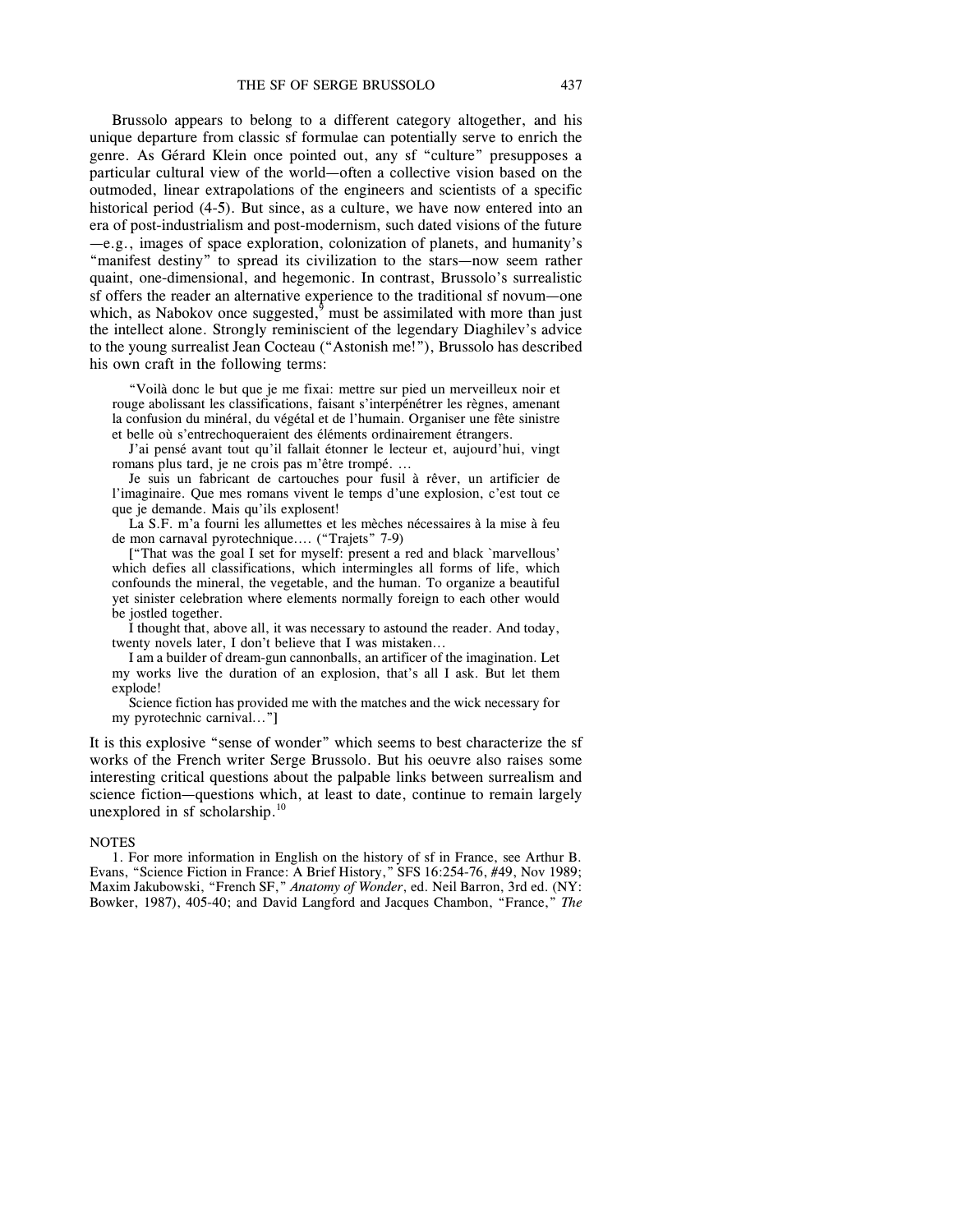Brussolo appears to belong to a different category altogether, and his unique departure from classic sf formulae can potentially serve to enrich the genre. As Gérard Klein once pointed out, any sf "culture" presupposes a particular cultural view of the world—often a collective vision based on the outmoded, linear extrapolations of the engineers and scientists of a specific historical period (4-5). But since, as a culture, we have now entered into an era of post-industrialism and post-modernism, such dated visions of the future —e.g., images of space exploration, colonization of planets, and humanity's "manifest destiny" to spread its civilization to the stars—now seem rather quaint, one-dimensional, and hegemonic. In contrast, Brussolo's surrealistic sf offers the reader an alternative experience to the traditional sf novum—one which, as Nabokov once suggested,[9] must be assimilated with more than just the intellect alone. Strongly reminiscent of the legendary Diaghilev's advice to the young surrealist Jean Cocteau ("Astonish me!"), Brussolo has described his own craft in the following terms:

> "Voilà donc le but que je me fixai: mettre sur pied un merveilleux noir et rouge abolissant les classifications, faisant s'interpénétrer les règnes, amenant la confusion du minéral, du végétal et de l'humain. Organiser une fête sinistre et belle où s'entrechoqueraient des éléments ordinairement étrangers.
>
> J'ai pensé avant tout qu'il fallait étonner le lecteur et, aujourd'hui, vingt romans plus tard, je ne crois pas m'être trompé. …
>
> Je suis un fabricant de cartouches pour fusil à rêver, un artificier de l'imaginaire. Que mes romans vivent le temps d'une explosion, c'est tout ce que je demande. Mais qu'ils explosent!
>
> La S.F. m'a fourni les allumettes et les mèches nécessaires à la mise à feu de mon carnaval pyrotechnique…. ("Trajets" 7-9)
>
> ["That was the goal I set for myself: present a red and black `marvellous' which defies all classifications, which intermingles all forms of life, which confounds the mineral, the vegetable, and the human. To organize a beautiful yet sinister celebration where elements normally foreign to each other would be jostled together.
>
> I thought that, above all, it was necessary to astound the reader. And today, twenty novels later, I don't believe that I was mistaken…
>
> I am a builder of dream-gun cannonballs, an artificer of the imagination. Let my works live the duration of an explosion, that's all I ask. But let them explode!
>
> Science fiction has provided me with the matches and the wick necessary for my pyrotechnic carnival…"]

It is this explosive "sense of wonder" which seems to best characterize the sf works of the French writer Serge Brussolo. But his oeuvre also raises some interesting critical questions about the palpable links between surrealism and science fiction—questions which, at least to date, continue to remain largely unexplored in sf scholarship.[10]

NOTES

1. For more information in English on the history of sf in France, see Arthur B. Evans, "Science Fiction in France: A Brief History," SFS 16:254-76, #49, Nov 1989; Maxim Jakubowski, "French SF," *Anatomy of Wonder*, ed. Neil Barron, 3rd ed. (NY: Bowker, 1987), 405-40; and David Langford and Jacques Chambon, "France," *The*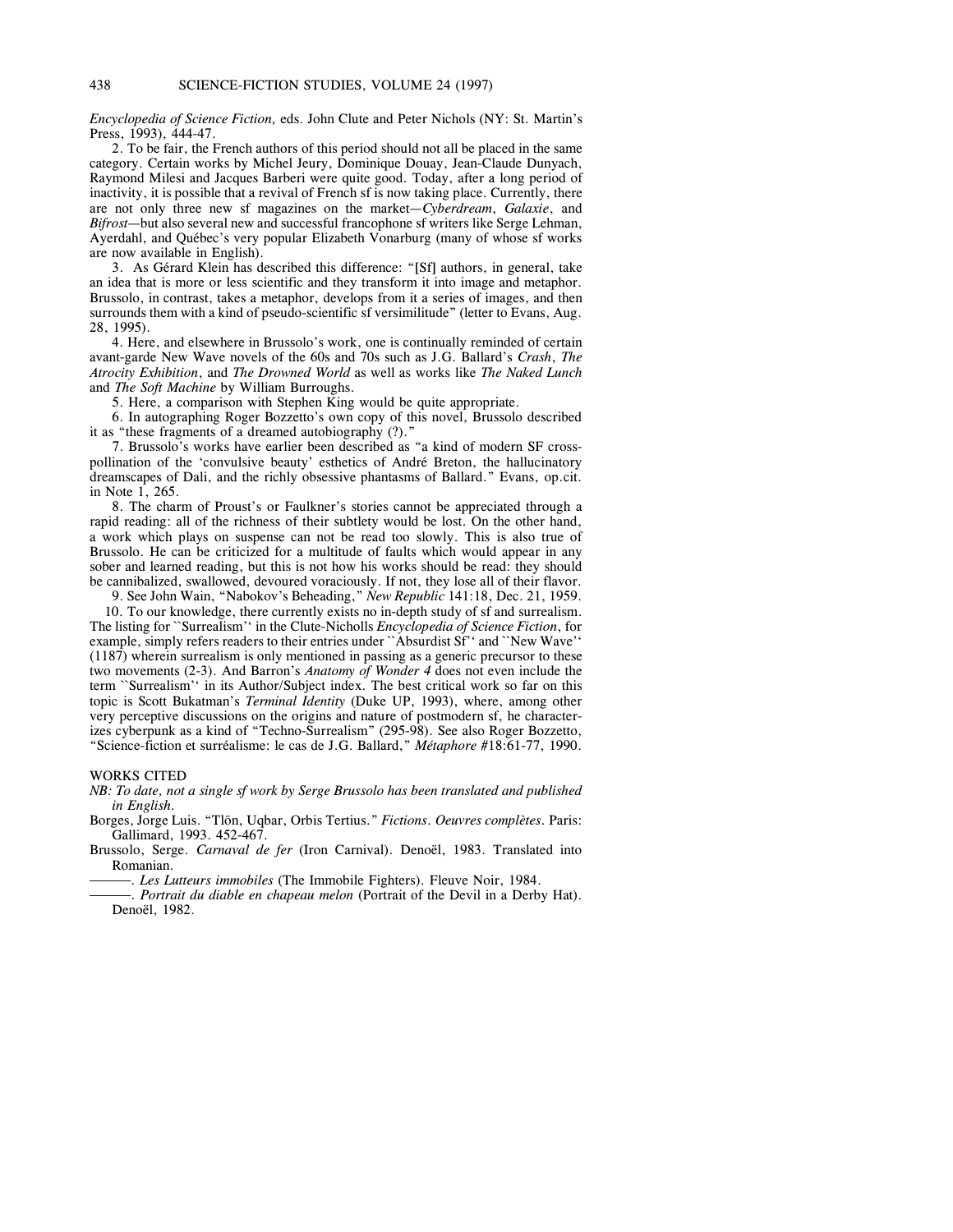*Encyclopedia of Science Fiction,* eds. John Clute and Peter Nichols (NY: St. Martin's Press, 1993), 444-47.

2. To be fair, the French authors of this period should not all be placed in the same category. Certain works by Michel Jeury, Dominique Douay, Jean-Claude Dunyach, Raymond Milesi and Jacques Barberi were quite good. Today, after a long period of inactivity, it is possible that a revival of French sf is now taking place. Currently, there are not only three new sf magazines on the market—*Cyberdream*, *Galaxie*, and *Bifrost*—but also several new and successful francophone sf writers like Serge Lehman, Ayerdahl, and Québec's very popular Elizabeth Vonarburg (many of whose sf works are now available in English).

3. As Gérard Klein has described this difference: "[Sf] authors, in general, take an idea that is more or less scientific and they transform it into image and metaphor. Brussolo, in contrast, takes a metaphor, develops from it a series of images, and then surrounds them with a kind of pseudo-scientific sf versimilitude" (letter to Evans, Aug. 28, 1995).

4. Here, and elsewhere in Brussolo's work, one is continually reminded of certain avant-garde New Wave novels of the 60s and 70s such as J.G. Ballard's *Crash*, *The Atrocity Exhibition*, and *The Drowned World* as well as works like *The Naked Lunch* and *The Soft Machine* by William Burroughs.

5. Here, a comparison with Stephen King would be quite appropriate.

6. In autographing Roger Bozzetto's own copy of this novel, Brussolo described it as "these fragments of a dreamed autobiography (?)."

7. Brussolo's works have earlier been described as "a kind of modern SF cross-pollination of the 'convulsive beauty' esthetics of André Breton, the hallucinatory dreamscapes of Dali, and the richly obsessive phantasms of Ballard." Evans, op.cit. in Note 1, 265.

8. The charm of Proust's or Faulkner's stories cannot be appreciated through a rapid reading: all of the richness of their subtlety would be lost. On the other hand, a work which plays on suspense can not be read too slowly. This is also true of Brussolo. He can be criticized for a multitude of faults which would appear in any sober and learned reading, but this is not how his works should be read: they should be cannibalized, swallowed, devoured voraciously. If not, they lose all of their flavor.

9. See John Wain, "Nabokov's Beheading," *New Republic* 141:18, Dec. 21, 1959.

10. To our knowledge, there currently exists no in-depth study of sf and surrealism. The listing for ``Surrealism'' in the Clute-Nicholls *Encyclopedia of Science Fiction*, for example, simply refers readers to their entries under ``Absurdist Sf'' and ``New Wave'' (1187) wherein surrealism is only mentioned in passing as a generic precursor to these two movements (2-3). And Barron's *Anatomy of Wonder 4* does not even include the term ``Surrealism'' in its Author/Subject index. The best critical work so far on this topic is Scott Bukatman's *Terminal Identity* (Duke UP, 1993), where, among other very perceptive discussions on the origins and nature of postmodern sf, he characterizes cyberpunk as a kind of "Techno-Surrealism" (295-98). See also Roger Bozzetto, "Science-fiction et surréalisme: le cas de J.G. Ballard," *Métaphore* #18:61-77, 1990.

## WORKS CITED

*NB: To date, not a single sf work by Serge Brussolo has been translated and published in English.*

Borges, Jorge Luis. "Tlön, Uqbar, Orbis Tertius." *Fictions*. *Oeuvres complètes*. Paris: Gallimard, 1993. 452-467.

Brussolo, Serge. *Carnaval de fer* (Iron Carnival). Denoël, 1983. Translated into Romanian.

———. *Les Lutteurs immobiles* (The Immobile Fighters). Fleuve Noir, 1984.

———. *Portrait du diable en chapeau melon* (Portrait of the Devil in a Derby Hat). Denoël, 1982.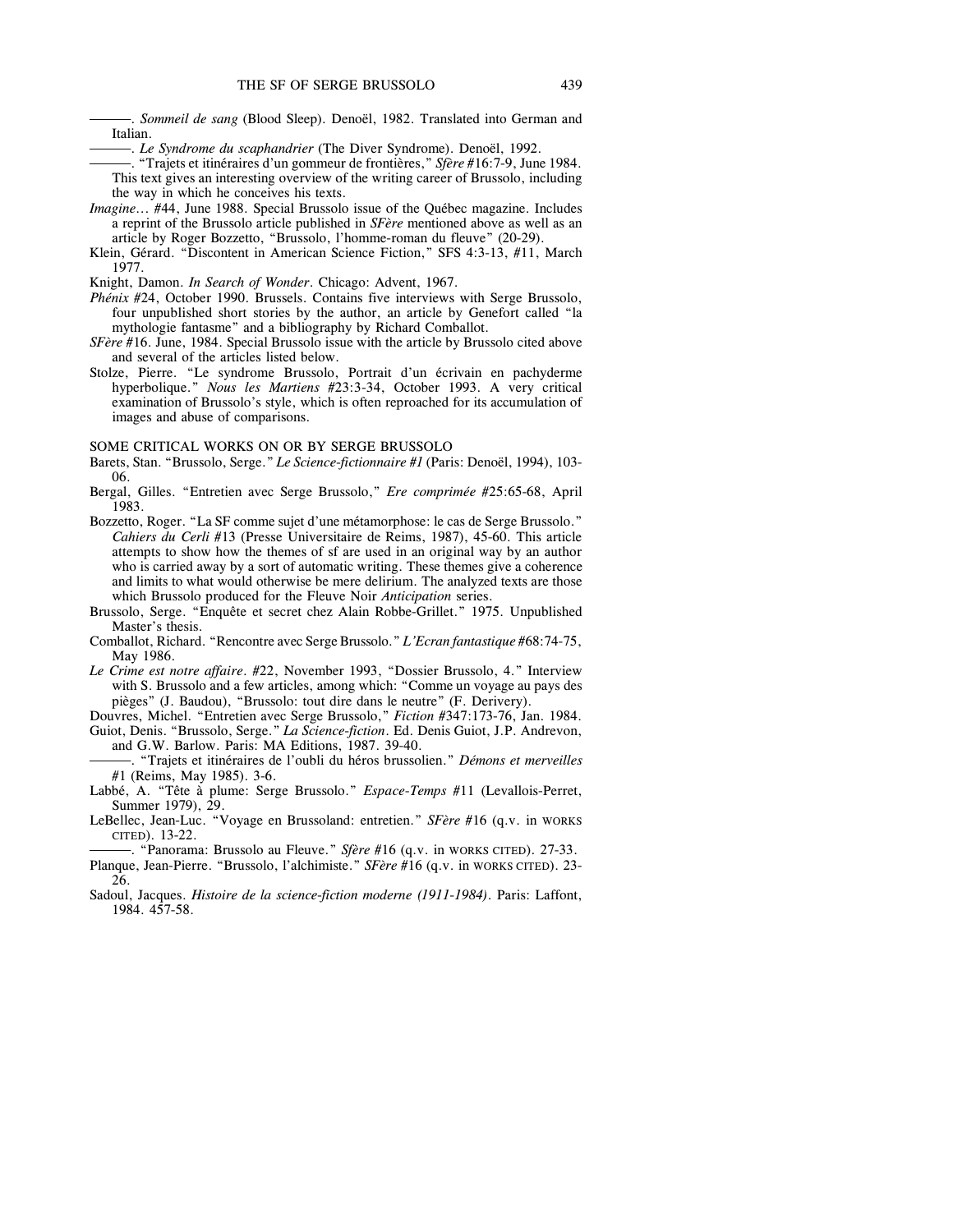———. *Sommeil de sang* (Blood Sleep). Denoël, 1982. Translated into German and Italian.

———. *Le Syndrome du scaphandrier* (The Diver Syndrome). Denoël, 1992.

———. "Trajets et itinéraires d'un gommeur de frontières," *Sfère* #16:7-9, June 1984. This text gives an interesting overview of the writing career of Brussolo, including the way in which he conceives his texts.

*Imagine*… #44, June 1988. Special Brussolo issue of the Québec magazine. Includes a reprint of the Brussolo article published in *SFère* mentioned above as well as an article by Roger Bozzetto, "Brussolo, l'homme-roman du fleuve" (20-29).

Klein, Gérard. "Discontent in American Science Fiction," SFS 4:3-13, #11, March 1977.

Knight, Damon. *In Search of Wonder*. Chicago: Advent, 1967.

*Phénix* #24, October 1990. Brussels. Contains five interviews with Serge Brussolo, four unpublished short stories by the author, an article by Genefort called "la mythologie fantasme" and a bibliography by Richard Comballot.

*SFère* #16. June, 1984. Special Brussolo issue with the article by Brussolo cited above and several of the articles listed below.

Stolze, Pierre. "Le syndrome Brussolo, Portrait d'un écrivain en pachyderme hyperbolique." *Nous les Martiens* #23:3-34, October 1993. A very critical examination of Brussolo's style, which is often reproached for its accumulation of images and abuse of comparisons.

## SOME CRITICAL WORKS ON OR BY SERGE BRUSSOLO

Barets, Stan. "Brussolo, Serge." *Le Science-fictionnaire #1* (Paris: Denoël, 1994), 103-06.

Bergal, Gilles. "Entretien avec Serge Brussolo," *Ere comprimée* #25:65-68, April 1983.

Bozzetto, Roger. "La SF comme sujet d'une métamorphose: le cas de Serge Brussolo." *Cahiers du Cerli* #13 (Presse Universitaire de Reims, 1987), 45-60. This article attempts to show how the themes of sf are used in an original way by an author who is carried away by a sort of automatic writing. These themes give a coherence and limits to what would otherwise be mere delirium. The analyzed texts are those which Brussolo produced for the Fleuve Noir *Anticipation* series.

Brussolo, Serge. "Enquête et secret chez Alain Robbe-Grillet." 1975. Unpublished Master's thesis.

Comballot, Richard. "Rencontre avec Serge Brussolo." *L'Ecran fantastique* #68:74-75, May 1986.

*Le Crime est notre affaire*. #22, November 1993, "Dossier Brussolo, 4." Interview with S. Brussolo and a few articles, among which: "Comme un voyage au pays des pièges" (J. Baudou), "Brussolo: tout dire dans le neutre" (F. Derivery).

Douvres, Michel. "Entretien avec Serge Brussolo," *Fiction* #347:173-76, Jan. 1984.

Guiot, Denis. "Brussolo, Serge." *La Science-fiction*. Ed. Denis Guiot, J.P. Andrevon, and G.W. Barlow. Paris: MA Editions, 1987. 39-40.

———. "Trajets et itinéraires de l'oubli du héros brussolien." *Démons et merveilles* #1 (Reims, May 1985). 3-6.

Labbé, A. "Tête à plume: Serge Brussolo." *Espace-Temps* #11 (Levallois-Perret, Summer 1979), 29.

LeBellec, Jean-Luc. "Voyage en Brussoland: entretien." *SFère* #16 (q.v. in WORKS CITED). 13-22.

———. "Panorama: Brussolo au Fleuve." *Sfère* #16 (q.v. in WORKS CITED). 27-33.

Planque, Jean-Pierre. "Brussolo, l'alchimiste." *SFère* #16 (q.v. in WORKS CITED). 23-26.

Sadoul, Jacques. *Histoire de la science-fiction moderne (1911-1984)*. Paris: Laffont, 1984. 457-58.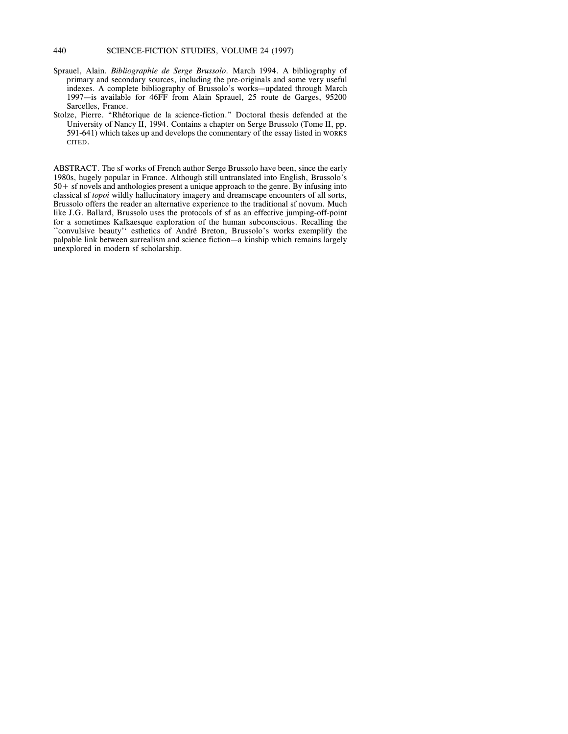Sprauel, Alain. *Bibliographie de Serge Brussolo*. March 1994. A bibliography of primary and secondary sources, including the pre-originals and some very useful indexes. A complete bibliography of Brussolo's works—updated through March 1997—is available for 46FF from Alain Sprauel, 25 route de Garges, 95200 Sarcelles, France.

Stolze, Pierre. "Rhétorique de la science-fiction." Doctoral thesis defended at the University of Nancy II, 1994. Contains a chapter on Serge Brussolo (Tome II, pp. 591-641) which takes up and develops the commentary of the essay listed in WORKS CITED.

ABSTRACT. The sf works of French author Serge Brussolo have been, since the early 1980s, hugely popular in France. Although still untranslated into English, Brussolo's 50+ sf novels and anthologies present a unique approach to the genre. By infusing into classical sf *topoi* wildly hallucinatory imagery and dreamscape encounters of all sorts, Brussolo offers the reader an alternative experience to the traditional sf novum. Much like J.G. Ballard, Brussolo uses the protocols of sf as an effective jumping-off-point for a sometimes Kafkaesque exploration of the human subconscious. Recalling the "convulsive beauty" esthetics of André Breton, Brussolo's works exemplify the palpable link between surrealism and science fiction—a kinship which remains largely unexplored in modern sf scholarship.